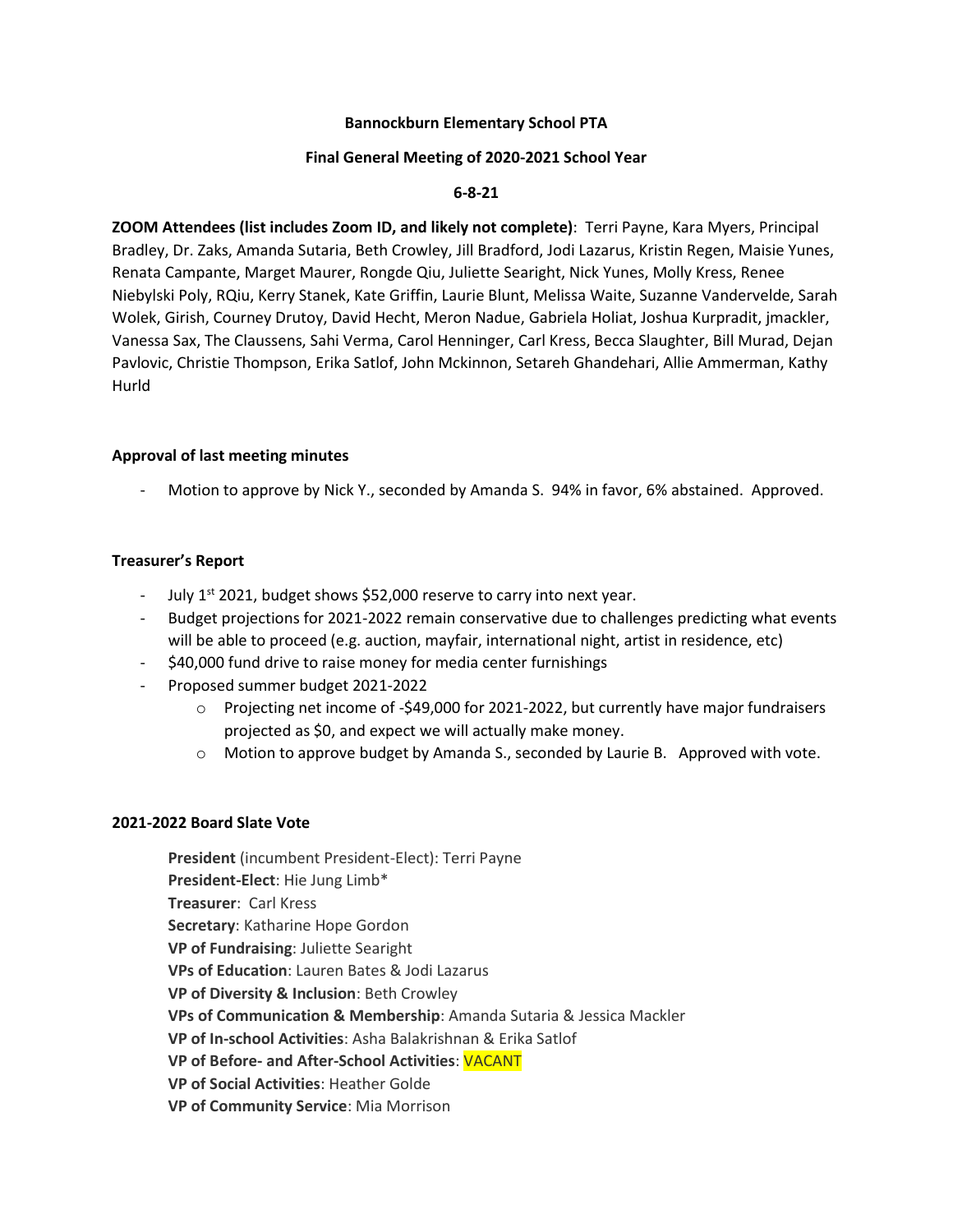**Bannockburn Elementary School PTA**

**Final General Meeting of 2020-2021 School Year**

**6-8-21**

**ZOOM Attendees (list includes Zoom ID, and likely not complete)**: Terri Payne, Kara Myers, Principal Bradley, Dr. Zaks, Amanda Sutaria, Beth Crowley, Jill Bradford, Jodi Lazarus, Kristin Regen, Maisie Yunes, Renata Campante, Marget Maurer, Rongde Qiu, Juliette Searight, Nick Yunes, Molly Kress, Renee Niebylski Poly, RQiu, Kerry Stanek, Kate Griffin, Laurie Blunt, Melissa Waite, Suzanne Vandervelde, Sarah Wolek, Girish, Courney Drutoy, David Hecht, Meron Nadue, Gabriela Holiat, Joshua Kurpradit, jmackler, Vanessa Sax, The Claussens, Sahi Verma, Carol Henninger, Carl Kress, Becca Slaughter, Bill Murad, Dejan Pavlovic, Christie Thompson, Erika Satlof, John Mckinnon, Setareh Ghandehari, Allie Ammerman, Kathy Hurld

**Approval of last meeting minutes**

- Motion to approve by Nick Y., seconded by Amanda S. 94% in favor, 6% abstained. Approved.

**Treasurer's Report**

- July 1st 2021, budget shows $52,000 reserve to carry into next year.
- Budget projections for 2021-2022 remain conservative due to challenges predicting what events will be able to proceed (e.g. auction, mayfair, international night, artist in residence, etc)
- $40,000 fund drive to raise money for media center furnishings
- Proposed summer budget 2021-2022
  - Projecting net income of -$49,000 for 2021-2022, but currently have major fundraisers projected as $0, and expect we will actually make money.
  - Motion to approve budget by Amanda S., seconded by Laurie B. Approved with vote.

**2021-2022 Board Slate Vote**

**President** (incumbent President-Elect): Terri Payne
**President-Elect**: Hie Jung Limb*
**Treasurer**: Carl Kress
**Secretary**: Katharine Hope Gordon
**VP of Fundraising**: Juliette Searight
**VPs of Education**: Lauren Bates & Jodi Lazarus
**VP of Diversity & Inclusion**: Beth Crowley
**VPs of Communication & Membership**: Amanda Sutaria & Jessica Mackler
**VP of In-school Activities**: Asha Balakrishnan & Erika Satlof
**VP of Before- and After-School Activities**: VACANT
**VP of Social Activities**: Heather Golde
**VP of Community Service**: Mia Morrison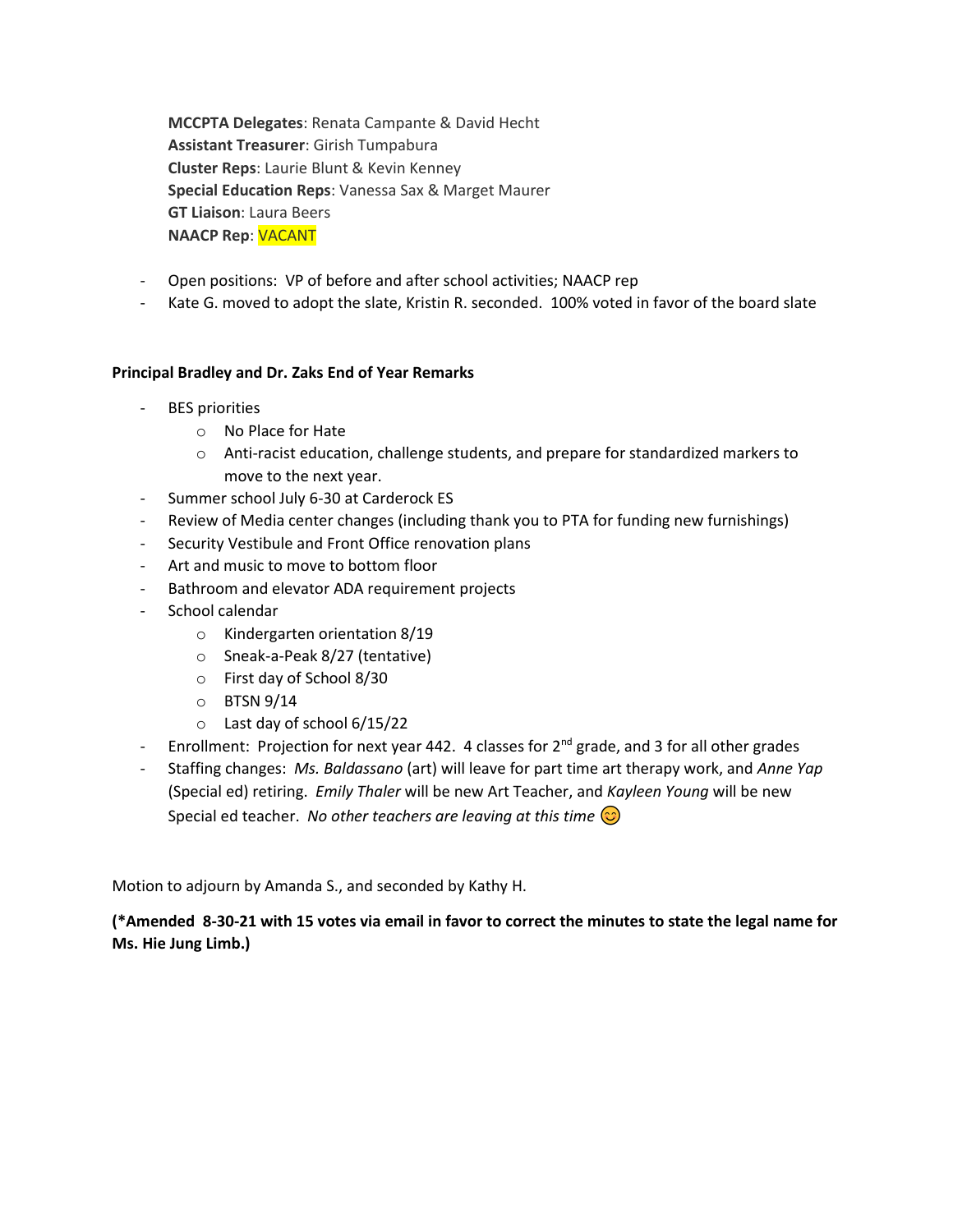**MCCPTA Delegates**: Renata Campante & David Hecht
**Assistant Treasurer**: Girish Tumpabura
**Cluster Reps**: Laurie Blunt & Kevin Kenney
**Special Education Reps**: Vanessa Sax & Marget Maurer
**GT Liaison**: Laura Beers
**NAACP Rep**: VACANT

- Open positions: VP of before and after school activities; NAACP rep
- Kate G. moved to adopt the slate, Kristin R. seconded. 100% voted in favor of the board slate

**Principal Bradley and Dr. Zaks End of Year Remarks**

- BES priorities
  - No Place for Hate
  - Anti-racist education, challenge students, and prepare for standardized markers to move to the next year.
- Summer school July 6-30 at Carderock ES
- Review of Media center changes (including thank you to PTA for funding new furnishings)
- Security Vestibule and Front Office renovation plans
- Art and music to move to bottom floor
- Bathroom and elevator ADA requirement projects
- School calendar
  - Kindergarten orientation 8/19
  - Sneak-a-Peak 8/27 (tentative)
  - First day of School 8/30
  - BTSN 9/14
  - Last day of school 6/15/22
- Enrollment: Projection for next year 442. 4 classes for 2nd grade, and 3 for all other grades
- Staffing changes: *Ms. Baldassano* (art) will leave for part time art therapy work, and *Anne Yap* (Special ed) retiring. *Emily Thaler* will be new Art Teacher, and *Kayleen Young* will be new Special ed teacher. *No other teachers are leaving at this time* 😊

Motion to adjourn by Amanda S., and seconded by Kathy H.

**(*Amended 8-30-21 with 15 votes via email in favor to correct the minutes to state the legal name for Ms. Hie Jung Limb.)**